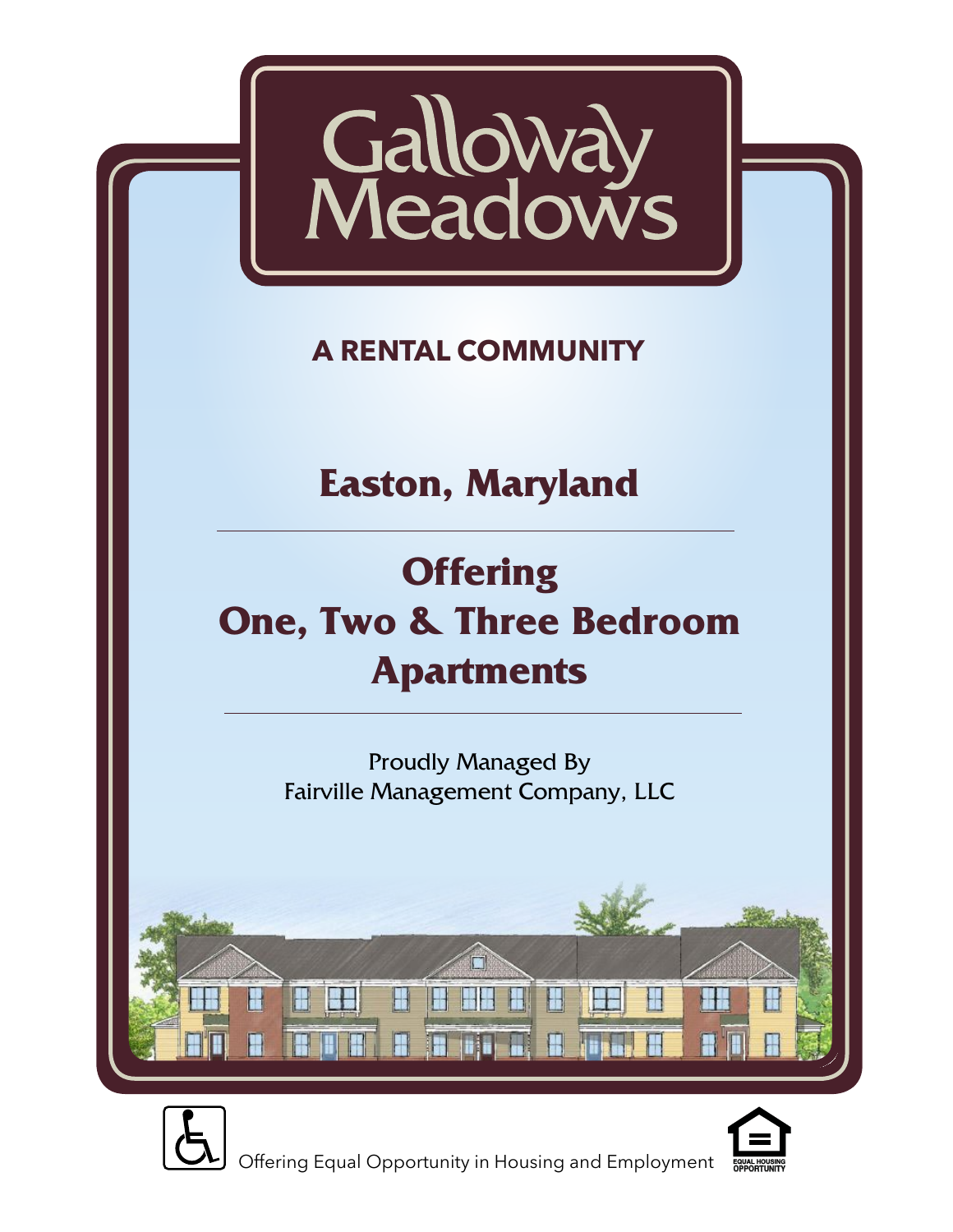# Galloway Meadows

**A RENTAL COMMUNITY**

## Easton, Maryland

---

## Offering
## One, Two & Three Bedroom Apartments

---

Proudly Managed By
Fairville Management Company, LLC

Offering Equal Opportunity in Housing and Employment

EQUAL HOUSING OPPORTUNITY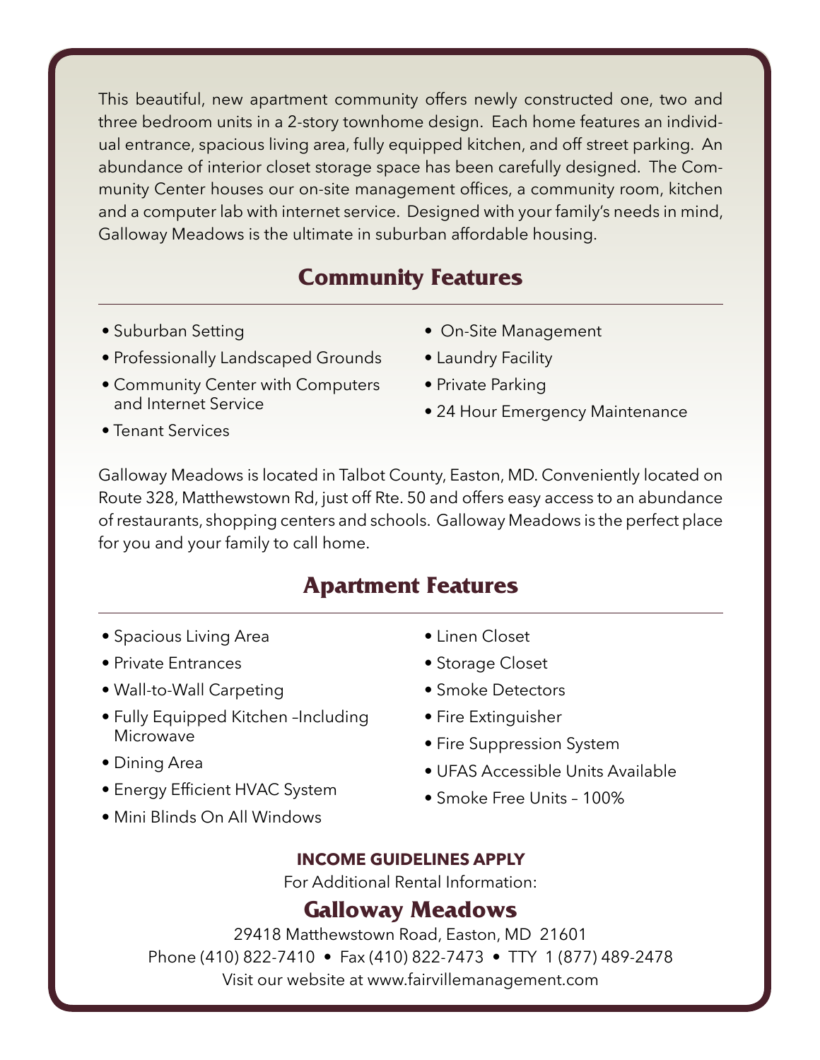This beautiful, new apartment community offers newly constructed one, two and three bedroom units in a 2-story townhome design. Each home features an individual entrance, spacious living area, fully equipped kitchen, and off street parking. An abundance of interior closet storage space has been carefully designed. The Community Center houses our on-site management offices, a community room, kitchen and a computer lab with internet service. Designed with your family's needs in mind, Galloway Meadows is the ultimate in suburban affordable housing.

## Community Features

- Suburban Setting
- Professionally Landscaped Grounds
- Community Center with Computers and Internet Service
- Tenant Services
- On-Site Management
- Laundry Facility
- Private Parking
- 24 Hour Emergency Maintenance

Galloway Meadows is located in Talbot County, Easton, MD. Conveniently located on Route 328, Matthewstown Rd, just off Rte. 50 and offers easy access to an abundance of restaurants, shopping centers and schools. Galloway Meadows is the perfect place for you and your family to call home.

## Apartment Features

- Spacious Living Area
- Private Entrances
- Wall-to-Wall Carpeting
- Fully Equipped Kitchen –Including Microwave
- Dining Area
- Energy Efficient HVAC System
- Mini Blinds On All Windows
- Linen Closet
- Storage Closet
- Smoke Detectors
- Fire Extinguisher
- Fire Suppression System
- UFAS Accessible Units Available
- Smoke Free Units – 100%

**INCOME GUIDELINES APPLY**

For Additional Rental Information:

## Galloway Meadows

29418 Matthewstown Road, Easton, MD 21601

Phone (410) 822-7410 • Fax (410) 822-7473 • TTY 1 (877) 489-2478

Visit our website at www.fairvillemanagement.com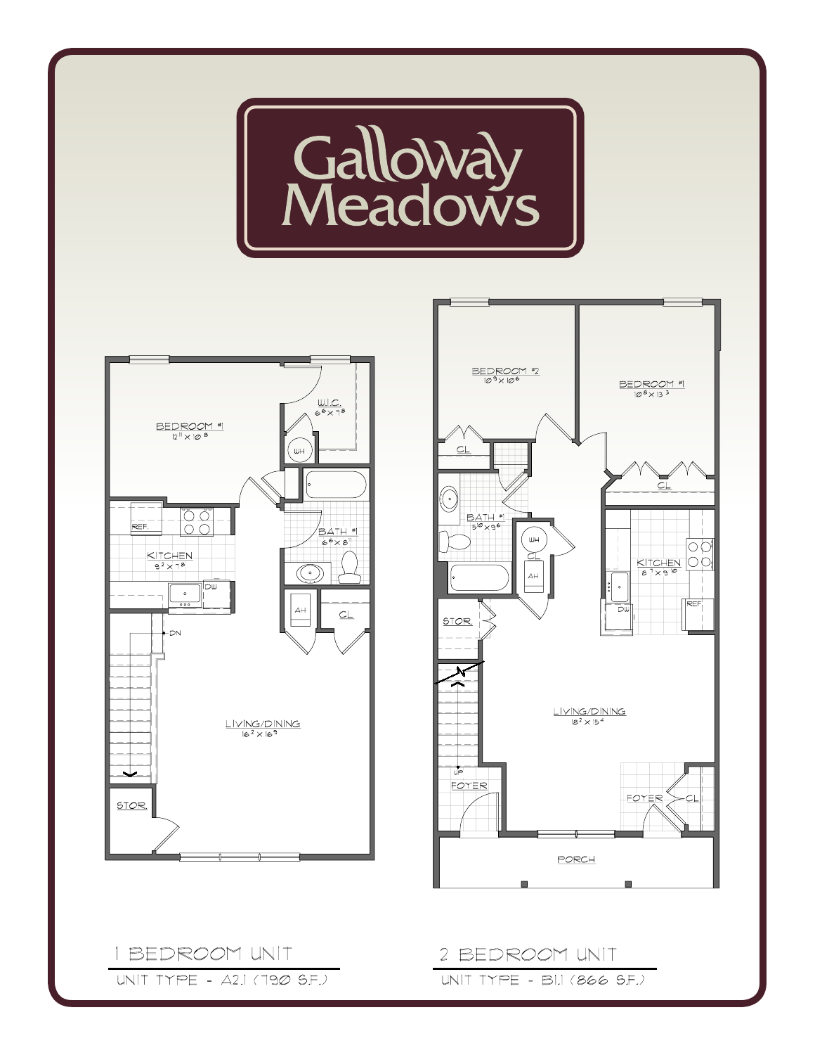# Galloway Meadows

BEDROOM #1
12'11" x 10'8"

W.I.C.
6'6" x 7'8"

WH

KITCHEN
9'2" x 7'8"

REF.

DW

BATH #1
6'6" x 8'1"

AH

CL

DN

LIVING/DINING
16'2" x 16'9"

STOR.

BEDROOM #2
10'9" x 10'6"

BEDROOM #1
10'8" x 13'3"

CL

CL

BATH #1
5'10" x 9'6"

WH

CL

AH

KITCHEN
8'7" x 9'10"

DW

REF.

STOR.

LIVING/DINING
18'2" x 15'4"

UP

FOYER

FOYER

CL

PORCH

## 1 BEDROOM UNIT

UNIT TYPE - A2.1 (790 S.F.)

## 2 BEDROOM UNIT

UNIT TYPE - B1.1 (866 S.F.)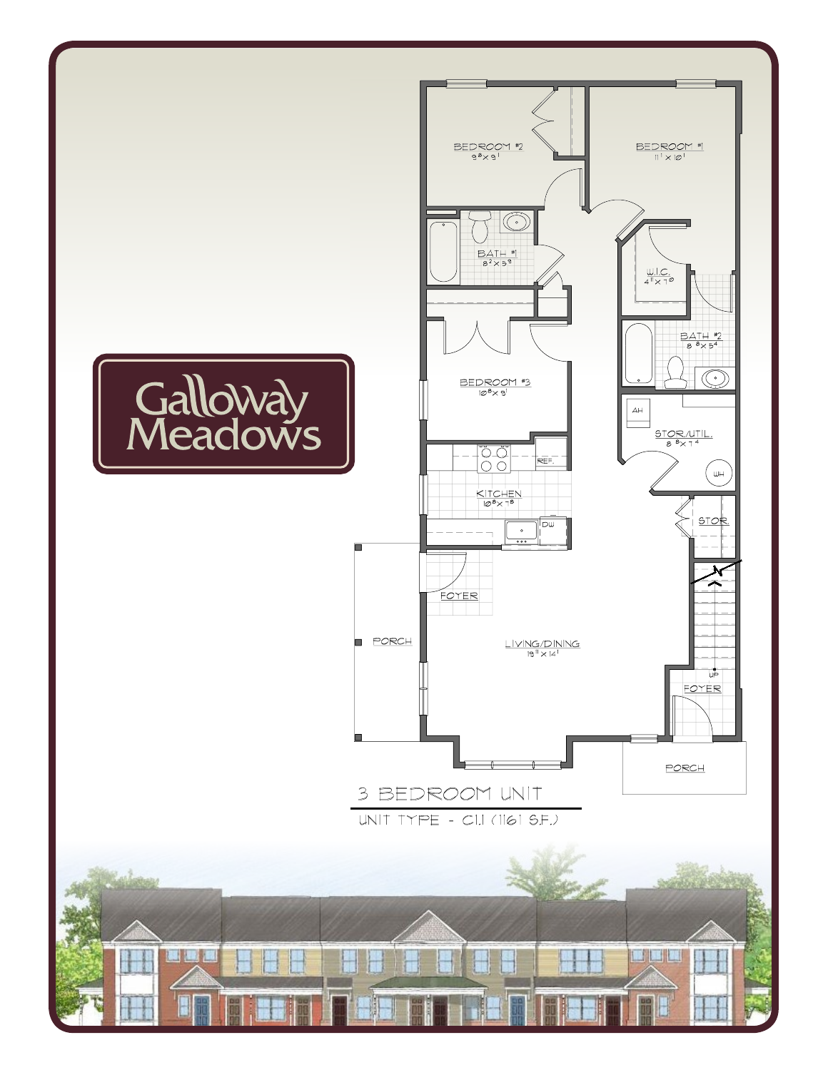Galloway Meadows

BEDROOM #2
9⁸ x 9¹

BEDROOM #1
11¹ x 10¹

BATH #1
8² x 5⁹

W.I.C.
4¹¹ x 7⁶

BATH #2
8⁸ x 5⁴

BEDROOM #3
10⁸ x 9¹

AH

STOR./UTIL.
8⁸ x 7⁴

WH

REF.

KITCHEN
10⁸ x 7⁸

DW

STOR.

FOYER

PORCH

LIVING/DINING
19¹¹ x 14¹

UP

FOYER

PORCH

3 BEDROOM UNIT

UNIT TYPE - C1.1 (1161 S.F.)